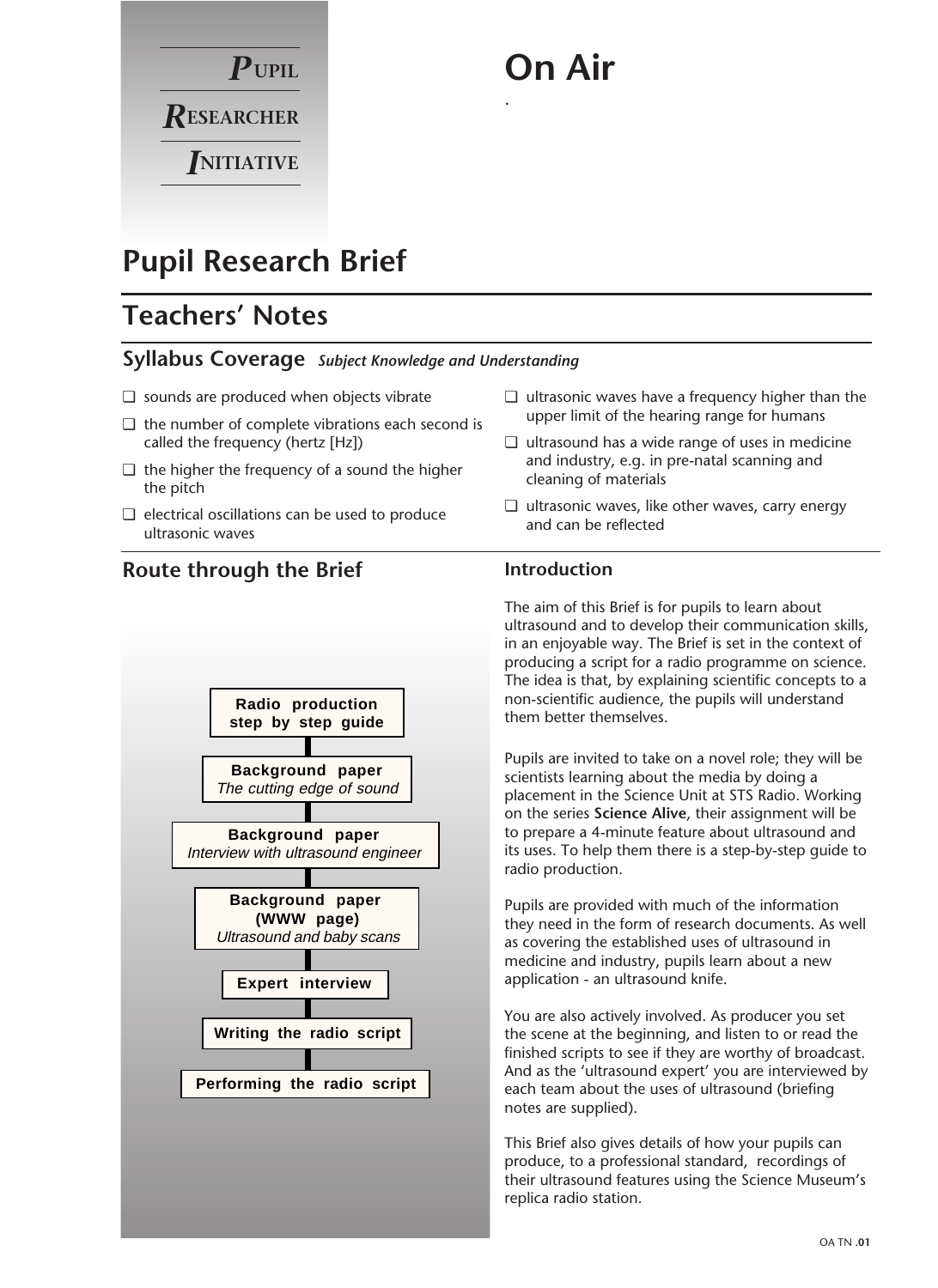**PUPIL RESEARCHER INITIATIVE**

# On Air

## Pupil Research Brief

## Teachers' Notes

### Syllabus Coverage *Subject Knowledge and Understanding*

- ❑ sounds are produced when objects vibrate
- ❑ the number of complete vibrations each second is called the frequency (hertz [Hz])
- ❑ the higher the frequency of a sound the higher the pitch
- ❑ electrical oscillations can be used to produce ultrasonic waves
- ❑ ultrasonic waves have a frequency higher than the upper limit of the hearing range for humans
- ❑ ultrasound has a wide range of uses in medicine and industry, e.g. in pre-natal scanning and cleaning of materials
- ❑ ultrasonic waves, like other waves, carry energy and can be reflected

### Route through the Brief

- **Radio production step by step guide**
- **Background paper** *The cutting edge of sound*
- **Background paper** *Interview with ultrasound engineer*
- **Background paper (WWW page)** *Ultrasound and baby scans*
- **Expert interview**
- **Writing the radio script**
- **Performing the radio script**

### Introduction

The aim of this Brief is for pupils to learn about ultrasound and to develop their communication skills, in an enjoyable way. The Brief is set in the context of producing a script for a radio programme on science. The idea is that, by explaining scientific concepts to a non-scientific audience, the pupils will understand them better themselves.

Pupils are invited to take on a novel role; they will be scientists learning about the media by doing a placement in the Science Unit at STS Radio. Working on the series **Science Alive**, their assignment will be to prepare a 4-minute feature about ultrasound and its uses. To help them there is a step-by-step guide to radio production.

Pupils are provided with much of the information they need in the form of research documents. As well as covering the established uses of ultrasound in medicine and industry, pupils learn about a new application - an ultrasound knife.

You are also actively involved. As producer you set the scene at the beginning, and listen to or read the finished scripts to see if they are worthy of broadcast. And as the 'ultrasound expert' you are interviewed by each team about the uses of ultrasound (briefing notes are supplied).

This Brief also gives details of how your pupils can produce, to a professional standard, recordings of their ultrasound features using the Science Museum's replica radio station.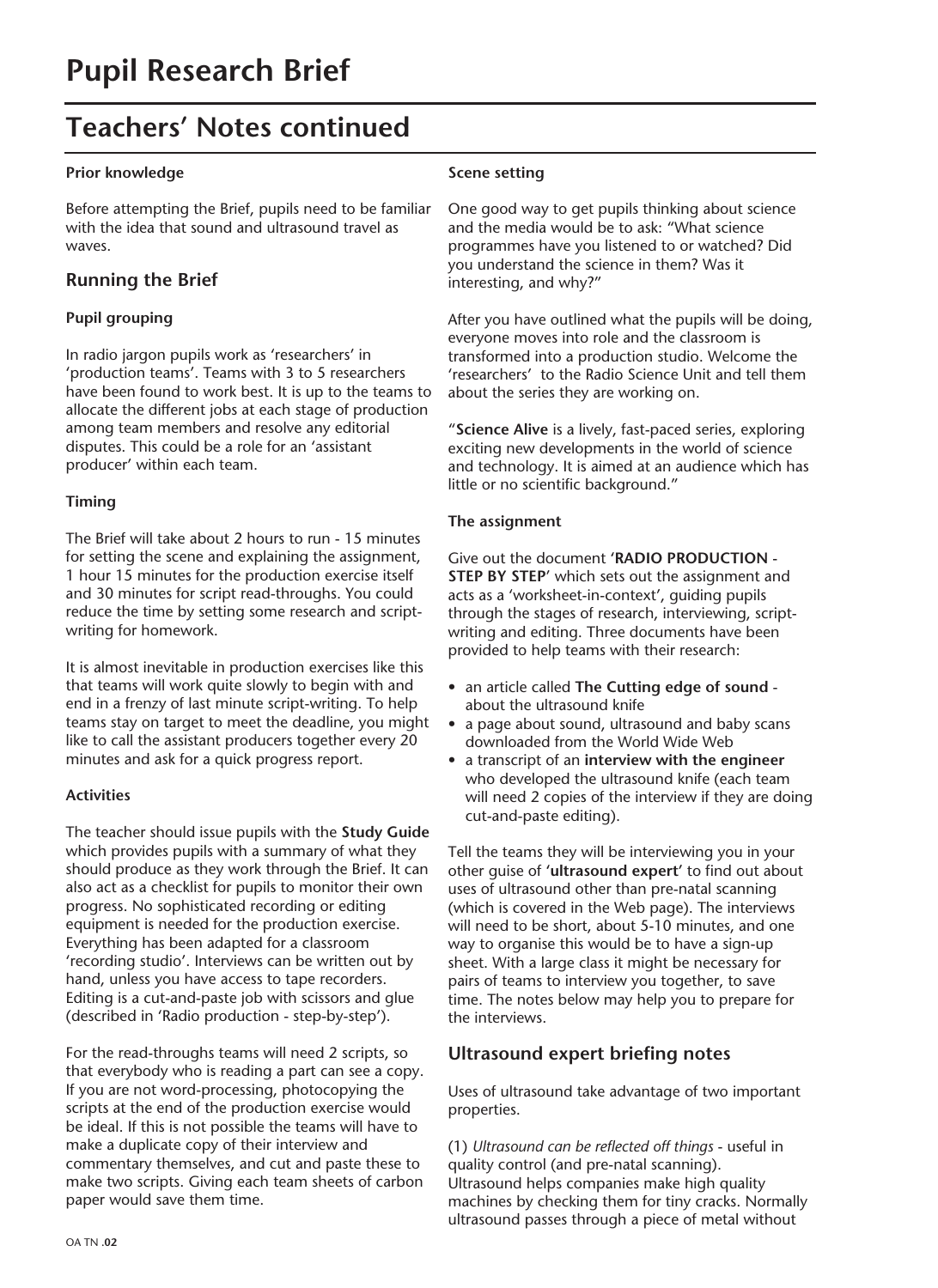# Pupil Research Brief

## Teachers' Notes continued

**Prior knowledge**

Before attempting the Brief, pupils need to be familiar with the idea that sound and ultrasound travel as waves.

### Running the Brief

**Pupil grouping**

In radio jargon pupils work as 'researchers' in 'production teams'. Teams with 3 to 5 researchers have been found to work best. It is up to the teams to allocate the different jobs at each stage of production among team members and resolve any editorial disputes. This could be a role for an 'assistant producer' within each team.

**Timing**

The Brief will take about 2 hours to run - 15 minutes for setting the scene and explaining the assignment, 1 hour 15 minutes for the production exercise itself and 30 minutes for script read-throughs. You could reduce the time by setting some research and script-writing for homework.

It is almost inevitable in production exercises like this that teams will work quite slowly to begin with and end in a frenzy of last minute script-writing. To help teams stay on target to meet the deadline, you might like to call the assistant producers together every 20 minutes and ask for a quick progress report.

**Activities**

The teacher should issue pupils with the **Study Guide** which provides pupils with a summary of what they should produce as they work through the Brief. It can also act as a checklist for pupils to monitor their own progress. No sophisticated recording or editing equipment is needed for the production exercise. Everything has been adapted for a classroom 'recording studio'. Interviews can be written out by hand, unless you have access to tape recorders. Editing is a cut-and-paste job with scissors and glue (described in 'Radio production - step-by-step').

For the read-throughs teams will need 2 scripts, so that everybody who is reading a part can see a copy. If you are not word-processing, photocopying the scripts at the end of the production exercise would be ideal. If this is not possible the teams will have to make a duplicate copy of their interview and commentary themselves, and cut and paste these to make two scripts. Giving each team sheets of carbon paper would save them time.

**Scene setting**

One good way to get pupils thinking about science and the media would be to ask: "What science programmes have you listened to or watched? Did you understand the science in them? Was it interesting, and why?"

After you have outlined what the pupils will be doing, everyone moves into role and the classroom is transformed into a production studio. Welcome the 'researchers' to the Radio Science Unit and tell them about the series they are working on.

"**Science Alive** is a lively, fast-paced series, exploring exciting new developments in the world of science and technology. It is aimed at an audience which has little or no scientific background."

**The assignment**

Give out the document '**RADIO PRODUCTION - STEP BY STEP**' which sets out the assignment and acts as a 'worksheet-in-context', guiding pupils through the stages of research, interviewing, script-writing and editing. Three documents have been provided to help teams with their research:

- an article called **The Cutting edge of sound** - about the ultrasound knife
- a page about sound, ultrasound and baby scans downloaded from the World Wide Web
- a transcript of an **interview with the engineer** who developed the ultrasound knife (each team will need 2 copies of the interview if they are doing cut-and-paste editing).

Tell the teams they will be interviewing you in your other guise of '**ultrasound expert**' to find out about uses of ultrasound other than pre-natal scanning (which is covered in the Web page). The interviews will need to be short, about 5-10 minutes, and one way to organise this would be to have a sign-up sheet. With a large class it might be necessary for pairs of teams to interview you together, to save time. The notes below may help you to prepare for the interviews.

### Ultrasound expert briefing notes

Uses of ultrasound take advantage of two important properties.

(1) *Ultrasound can be reflected off things* - useful in quality control (and pre-natal scanning). Ultrasound helps companies make high quality machines by checking them for tiny cracks. Normally ultrasound passes through a piece of metal without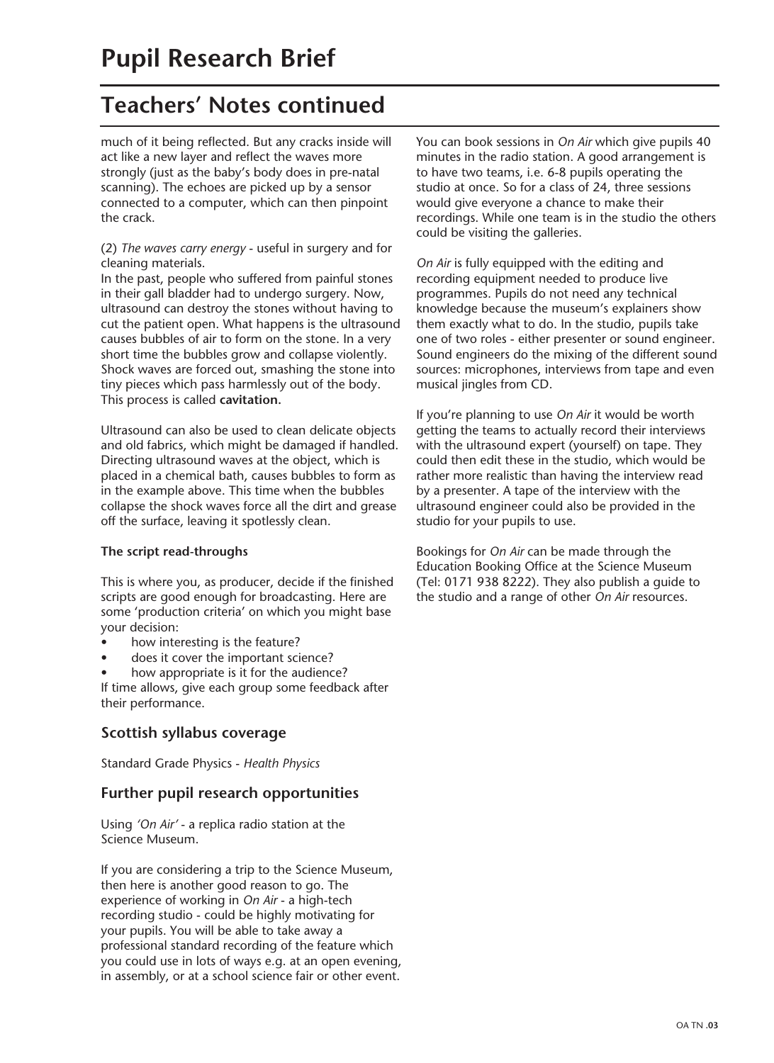# Pupil Research Brief

## Teachers' Notes continued

much of it being reflected. But any cracks inside will act like a new layer and reflect the waves more strongly (just as the baby's body does in pre-natal scanning). The echoes are picked up by a sensor connected to a computer, which can then pinpoint the crack.

(2) *The waves carry energy* - useful in surgery and for cleaning materials.
In the past, people who suffered from painful stones in their gall bladder had to undergo surgery. Now, ultrasound can destroy the stones without having to cut the patient open. What happens is the ultrasound causes bubbles of air to form on the stone. In a very short time the bubbles grow and collapse violently. Shock waves are forced out, smashing the stone into tiny pieces which pass harmlessly out of the body. This process is called **cavitation.**

Ultrasound can also be used to clean delicate objects and old fabrics, which might be damaged if handled. Directing ultrasound waves at the object, which is placed in a chemical bath, causes bubbles to form as in the example above. This time when the bubbles collapse the shock waves force all the dirt and grease off the surface, leaving it spotlessly clean.

**The script read-throughs**

This is where you, as producer, decide if the finished scripts are good enough for broadcasting. Here are some 'production criteria' on which you might base your decision:

- how interesting is the feature?
- does it cover the important science?
- how appropriate is it for the audience?

If time allows, give each group some feedback after their performance.

### Scottish syllabus coverage

Standard Grade Physics - *Health Physics*

### Further pupil research opportunities

Using *'On Air'* - a replica radio station at the Science Museum.

If you are considering a trip to the Science Museum, then here is another good reason to go. The experience of working in *On Air* - a high-tech recording studio - could be highly motivating for your pupils. You will be able to take away a professional standard recording of the feature which you could use in lots of ways e.g. at an open evening, in assembly, or at a school science fair or other event.

You can book sessions in *On Air* which give pupils 40 minutes in the radio station. A good arrangement is to have two teams, i.e. 6-8 pupils operating the studio at once. So for a class of 24, three sessions would give everyone a chance to make their recordings. While one team is in the studio the others could be visiting the galleries.

*On Air* is fully equipped with the editing and recording equipment needed to produce live programmes. Pupils do not need any technical knowledge because the museum's explainers show them exactly what to do. In the studio, pupils take one of two roles - either presenter or sound engineer. Sound engineers do the mixing of the different sound sources: microphones, interviews from tape and even musical jingles from CD.

If you're planning to use *On Air* it would be worth getting the teams to actually record their interviews with the ultrasound expert (yourself) on tape. They could then edit these in the studio, which would be rather more realistic than having the interview read by a presenter. A tape of the interview with the ultrasound engineer could also be provided in the studio for your pupils to use.

Bookings for *On Air* can be made through the Education Booking Office at the Science Museum (Tel: 0171 938 8222). They also publish a guide to the studio and a range of other *On Air* resources.